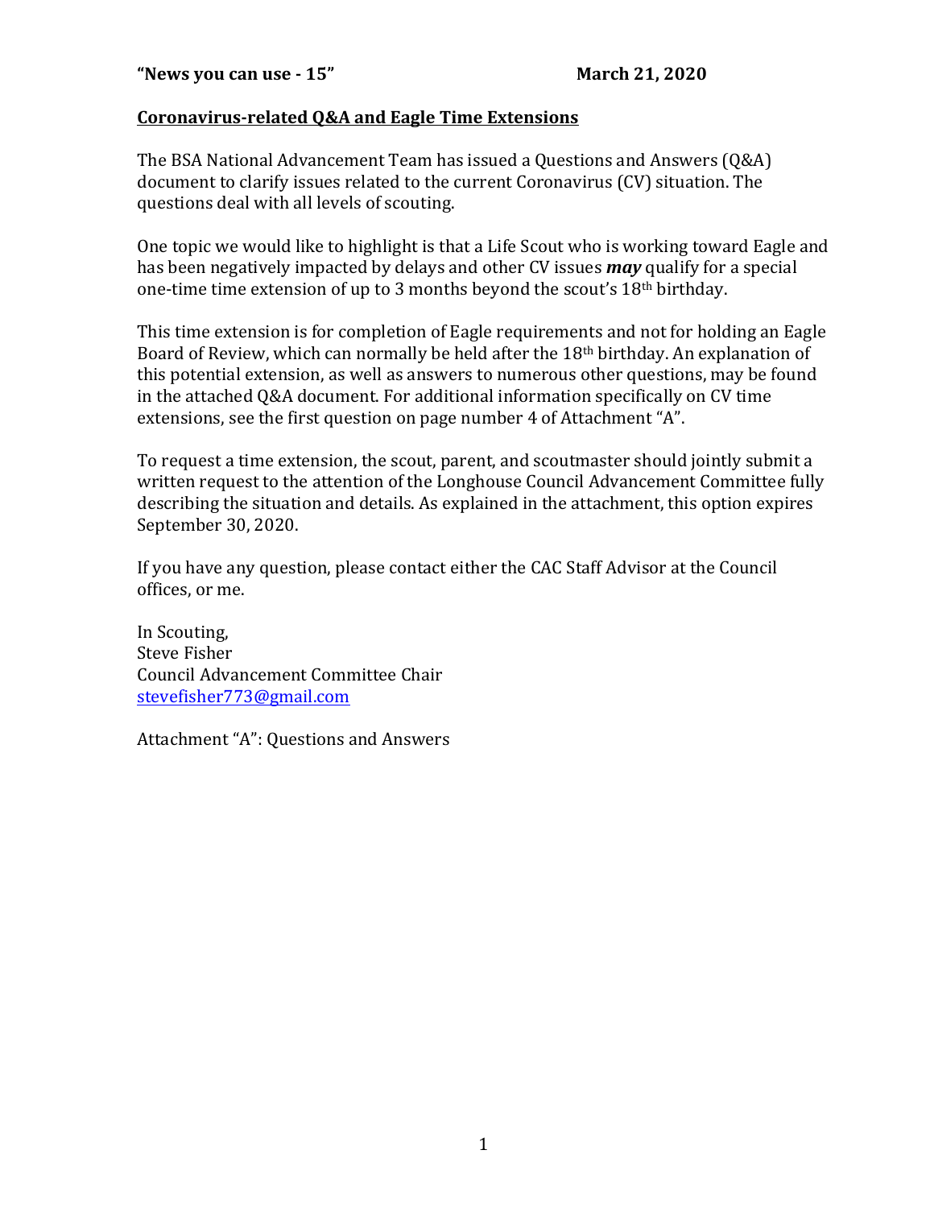**"News you can use - 15"** **March 21, 2020**

## Coronavirus-related Q&A and Eagle Time Extensions

The BSA National Advancement Team has issued a Questions and Answers (Q&A) document to clarify issues related to the current Coronavirus (CV) situation. The questions deal with all levels of scouting.

One topic we would like to highlight is that a Life Scout who is working toward Eagle and has been negatively impacted by delays and other CV issues ***may*** qualify for a special one-time time extension of up to 3 months beyond the scout's 18th birthday.

This time extension is for completion of Eagle requirements and not for holding an Eagle Board of Review, which can normally be held after the 18th birthday. An explanation of this potential extension, as well as answers to numerous other questions, may be found in the attached Q&A document. For additional information specifically on CV time extensions, see the first question on page number 4 of Attachment "A".

To request a time extension, the scout, parent, and scoutmaster should jointly submit a written request to the attention of the Longhouse Council Advancement Committee fully describing the situation and details. As explained in the attachment, this option expires September 30, 2020.

If you have any question, please contact either the CAC Staff Advisor at the Council offices, or me.

In Scouting,
Steve Fisher
Council Advancement Committee Chair
stevefisher773@gmail.com

Attachment "A": Questions and Answers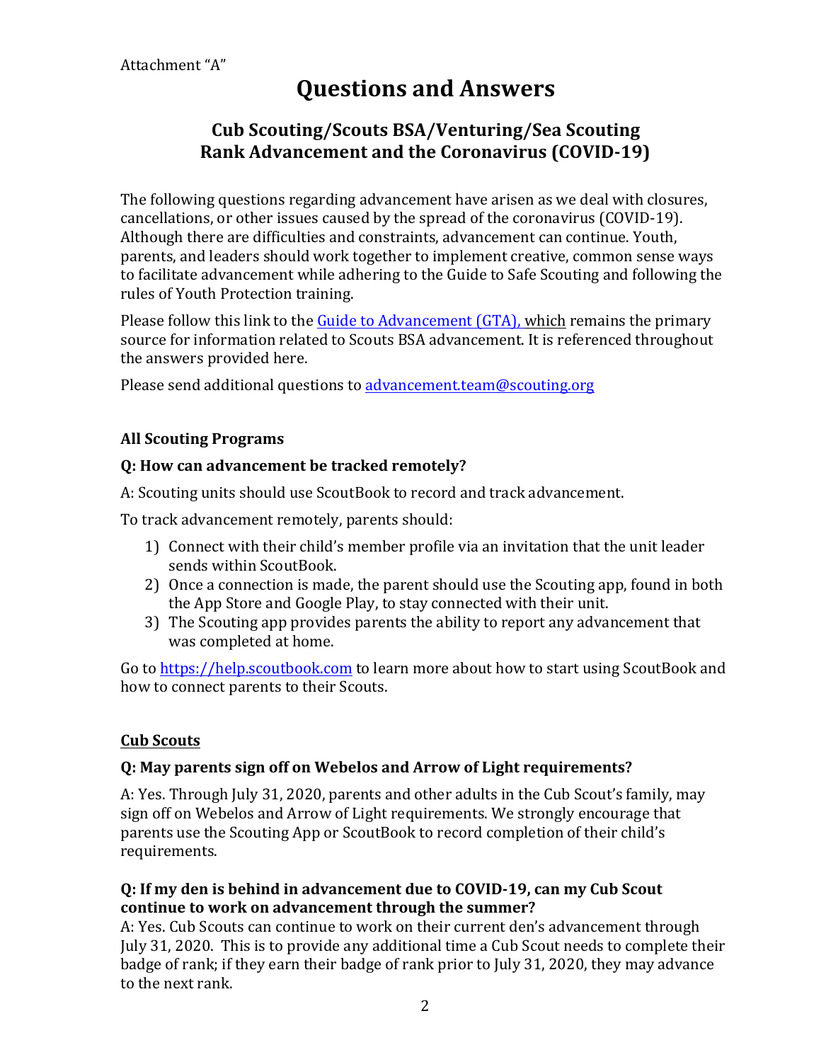Attachment "A"

# Questions and Answers

## Cub Scouting/Scouts BSA/Venturing/Sea Scouting Rank Advancement and the Coronavirus (COVID-19)

The following questions regarding advancement have arisen as we deal with closures, cancellations, or other issues caused by the spread of the coronavirus (COVID-19). Although there are difficulties and constraints, advancement can continue. Youth, parents, and leaders should work together to implement creative, common sense ways to facilitate advancement while adhering to the Guide to Safe Scouting and following the rules of Youth Protection training.

Please follow this link to the Guide to Advancement (GTA), which remains the primary source for information related to Scouts BSA advancement. It is referenced throughout the answers provided here.

Please send additional questions to advancement.team@scouting.org

### All Scouting Programs

**Q: How can advancement be tracked remotely?**

A: Scouting units should use ScoutBook to record and track advancement.

To track advancement remotely, parents should:

1) Connect with their child's member profile via an invitation that the unit leader sends within ScoutBook.
2) Once a connection is made, the parent should use the Scouting app, found in both the App Store and Google Play, to stay connected with their unit.
3) The Scouting app provides parents the ability to report any advancement that was completed at home.

Go to https://help.scoutbook.com to learn more about how to start using ScoutBook and how to connect parents to their Scouts.

### Cub Scouts

**Q: May parents sign off on Webelos and Arrow of Light requirements?**

A: Yes. Through July 31, 2020, parents and other adults in the Cub Scout's family, may sign off on Webelos and Arrow of Light requirements. We strongly encourage that parents use the Scouting App or ScoutBook to record completion of their child's requirements.

**Q: If my den is behind in advancement due to COVID-19, can my Cub Scout continue to work on advancement through the summer?**

A: Yes. Cub Scouts can continue to work on their current den's advancement through July 31, 2020. This is to provide any additional time a Cub Scout needs to complete their badge of rank; if they earn their badge of rank prior to July 31, 2020, they may advance to the next rank.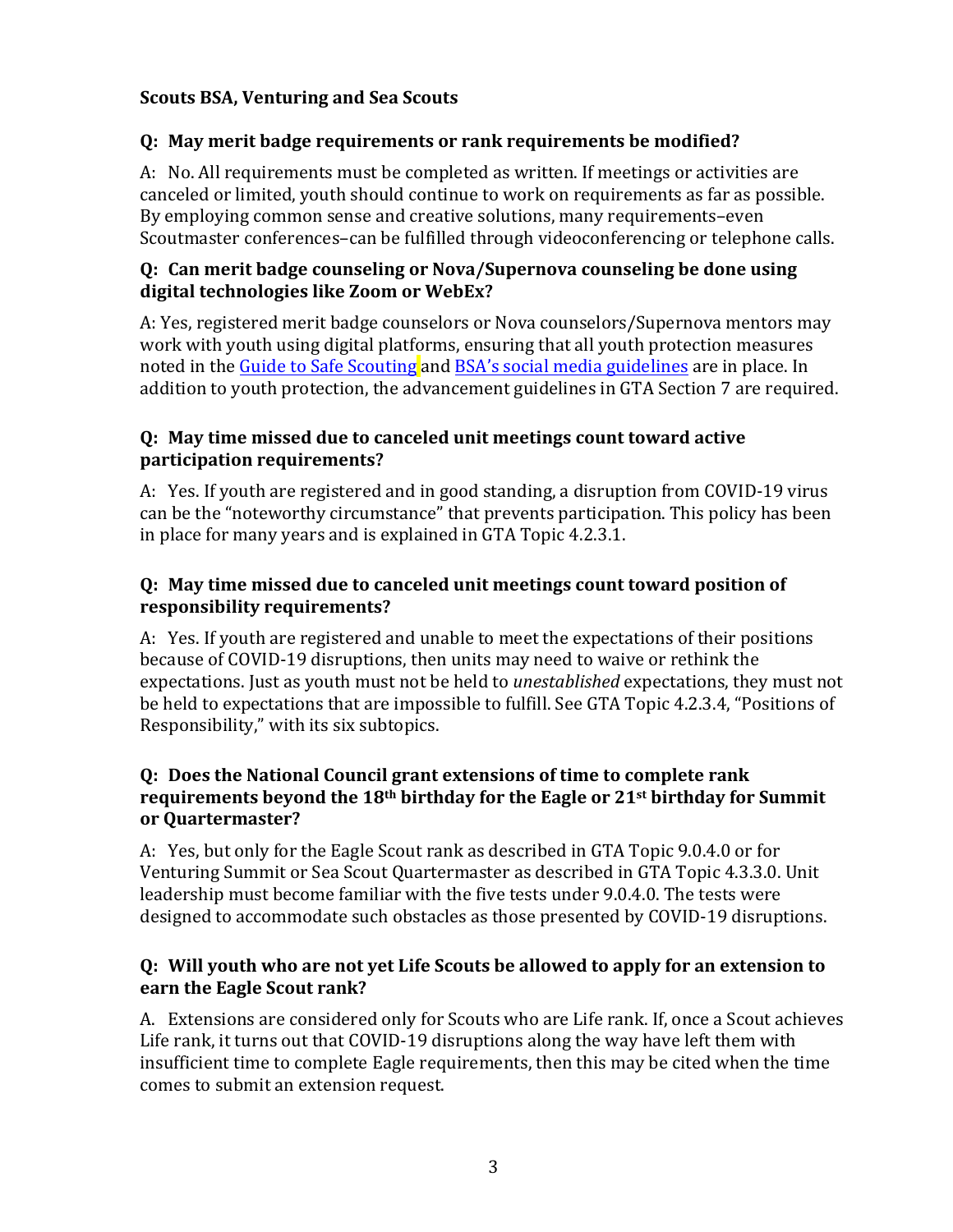**Scouts BSA, Venturing and Sea Scouts**

**Q: May merit badge requirements or rank requirements be modified?**

A: No. All requirements must be completed as written. If meetings or activities are canceled or limited, youth should continue to work on requirements as far as possible. By employing common sense and creative solutions, many requirements–even Scoutmaster conferences–can be fulfilled through videoconferencing or telephone calls.

**Q: Can merit badge counseling or Nova/Supernova counseling be done using digital technologies like Zoom or WebEx?**

A: Yes, registered merit badge counselors or Nova counselors/Supernova mentors may work with youth using digital platforms, ensuring that all youth protection measures noted in the Guide to Safe Scouting and BSA's social media guidelines are in place. In addition to youth protection, the advancement guidelines in GTA Section 7 are required.

**Q: May time missed due to canceled unit meetings count toward active participation requirements?**

A: Yes. If youth are registered and in good standing, a disruption from COVID-19 virus can be the "noteworthy circumstance" that prevents participation. This policy has been in place for many years and is explained in GTA Topic 4.2.3.1.

**Q: May time missed due to canceled unit meetings count toward position of responsibility requirements?**

A: Yes. If youth are registered and unable to meet the expectations of their positions because of COVID-19 disruptions, then units may need to waive or rethink the expectations. Just as youth must not be held to *unestablished* expectations, they must not be held to expectations that are impossible to fulfill. See GTA Topic 4.2.3.4, "Positions of Responsibility," with its six subtopics.

**Q: Does the National Council grant extensions of time to complete rank requirements beyond the 18th birthday for the Eagle or 21st birthday for Summit or Quartermaster?**

A: Yes, but only for the Eagle Scout rank as described in GTA Topic 9.0.4.0 or for Venturing Summit or Sea Scout Quartermaster as described in GTA Topic 4.3.3.0. Unit leadership must become familiar with the five tests under 9.0.4.0. The tests were designed to accommodate such obstacles as those presented by COVID-19 disruptions.

**Q: Will youth who are not yet Life Scouts be allowed to apply for an extension to earn the Eagle Scout rank?**

A. Extensions are considered only for Scouts who are Life rank. If, once a Scout achieves Life rank, it turns out that COVID-19 disruptions along the way have left them with insufficient time to complete Eagle requirements, then this may be cited when the time comes to submit an extension request.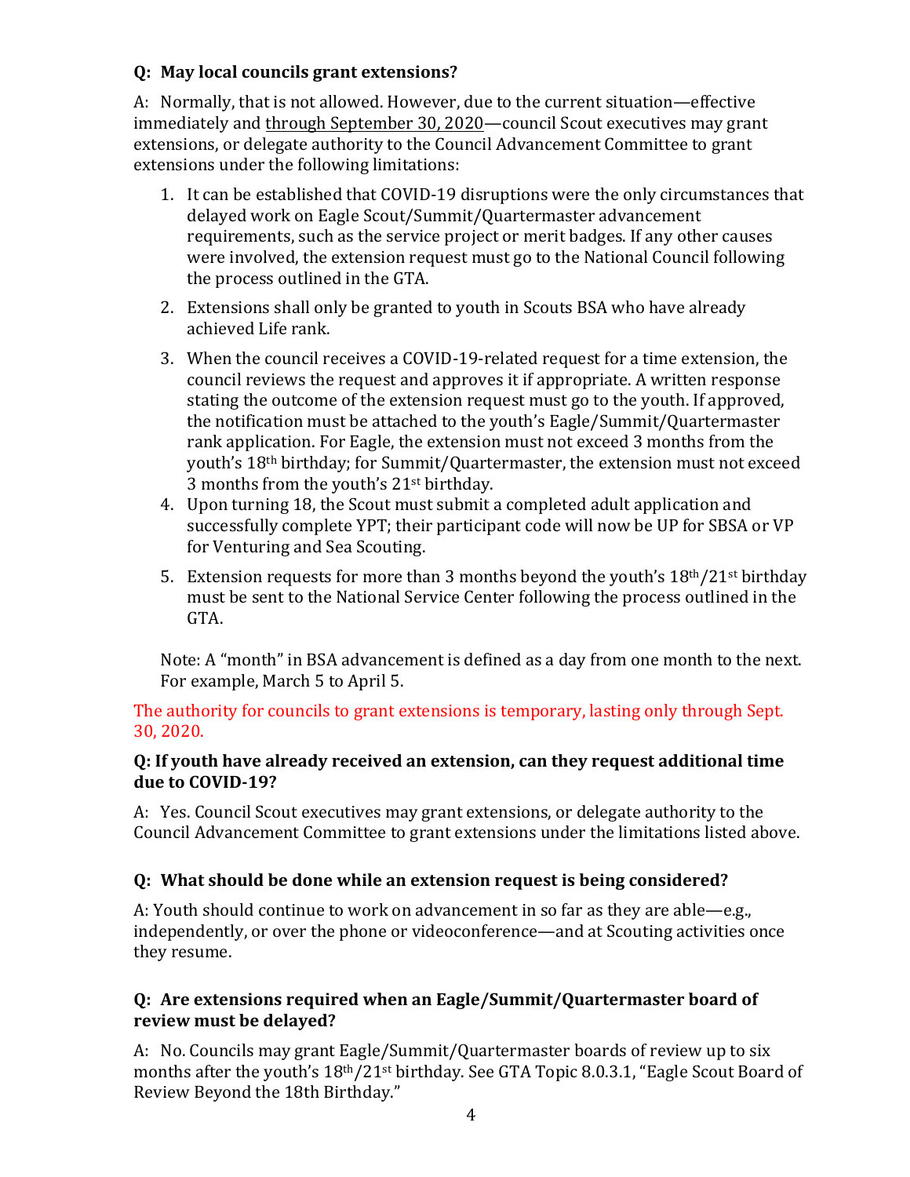**Q: May local councils grant extensions?**

A: Normally, that is not allowed. However, due to the current situation—effective immediately and <u>through September 30, 2020</u>—council Scout executives may grant extensions, or delegate authority to the Council Advancement Committee to grant extensions under the following limitations:

1. It can be established that COVID-19 disruptions were the only circumstances that delayed work on Eagle Scout/Summit/Quartermaster advancement requirements, such as the service project or merit badges. If any other causes were involved, the extension request must go to the National Council following the process outlined in the GTA.
2. Extensions shall only be granted to youth in Scouts BSA who have already achieved Life rank.
3. When the council receives a COVID-19-related request for a time extension, the council reviews the request and approves it if appropriate. A written response stating the outcome of the extension request must go to the youth. If approved, the notification must be attached to the youth's Eagle/Summit/Quartermaster rank application. For Eagle, the extension must not exceed 3 months from the youth's 18th birthday; for Summit/Quartermaster, the extension must not exceed 3 months from the youth's 21st birthday.
4. Upon turning 18, the Scout must submit a completed adult application and successfully complete YPT; their participant code will now be UP for SBSA or VP for Venturing and Sea Scouting.
5. Extension requests for more than 3 months beyond the youth's 18th/21st birthday must be sent to the National Service Center following the process outlined in the GTA.

Note: A "month" in BSA advancement is defined as a day from one month to the next. For example, March 5 to April 5.

The authority for councils to grant extensions is temporary, lasting only through Sept. 30, 2020.

**Q: If youth have already received an extension, can they request additional time due to COVID-19?**

A: Yes. Council Scout executives may grant extensions, or delegate authority to the Council Advancement Committee to grant extensions under the limitations listed above.

**Q: What should be done while an extension request is being considered?**

A: Youth should continue to work on advancement in so far as they are able—e.g., independently, or over the phone or videoconference—and at Scouting activities once they resume.

**Q: Are extensions required when an Eagle/Summit/Quartermaster board of review must be delayed?**

A: No. Councils may grant Eagle/Summit/Quartermaster boards of review up to six months after the youth's 18th/21st birthday. See GTA Topic 8.0.3.1, "Eagle Scout Board of Review Beyond the 18th Birthday."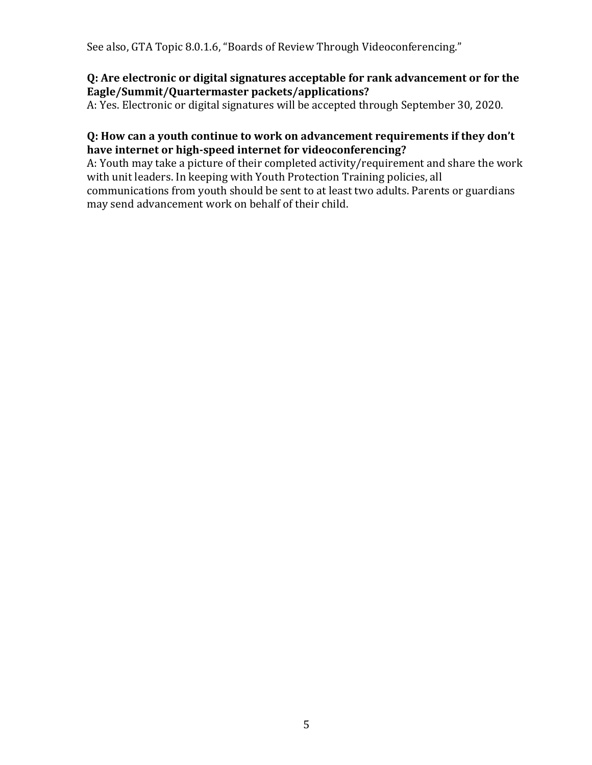See also, GTA Topic 8.0.1.6, "Boards of Review Through Videoconferencing."

**Q: Are electronic or digital signatures acceptable for rank advancement or for the Eagle/Summit/Quartermaster packets/applications?**
A: Yes. Electronic or digital signatures will be accepted through September 30, 2020.

**Q: How can a youth continue to work on advancement requirements if they don't have internet or high-speed internet for videoconferencing?**
A: Youth may take a picture of their completed activity/requirement and share the work with unit leaders. In keeping with Youth Protection Training policies, all communications from youth should be sent to at least two adults. Parents or guardians may send advancement work on behalf of their child.